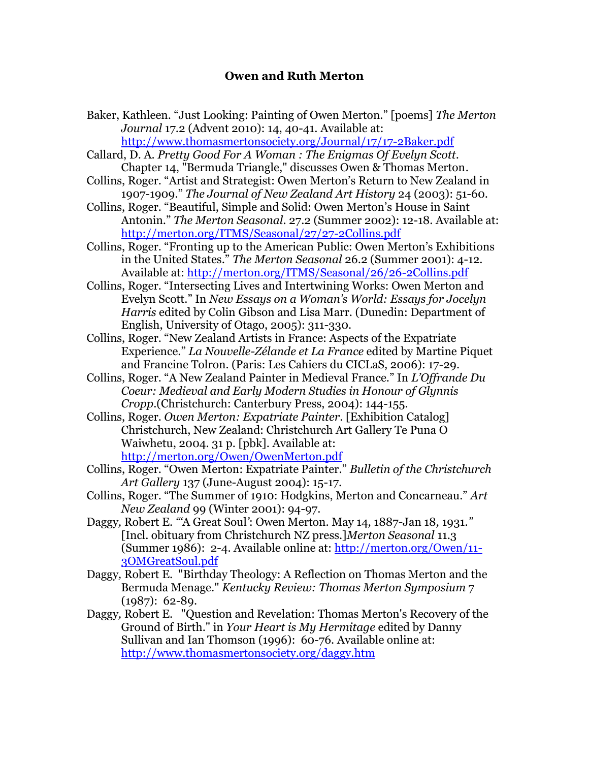## Owen and Ruth Merton

Baker, Kathleen. "Just Looking: Painting of Owen Merton." [poems] *The Merton Journal* 17.2 (Advent 2010): 14, 40-41. Available at: http://www.thomasmertonsociety.org/Journal/17/17-2Baker.pdf

Callard, D. A. *Pretty Good For A Woman : The Enigmas Of Evelyn Scott*. Chapter 14, "Bermuda Triangle," discusses Owen & Thomas Merton.

Collins, Roger. "Artist and Strategist: Owen Merton's Return to New Zealand in 1907-1909." *The Journal of New Zealand Art History* 24 (2003): 51-60.

Collins, Roger. "Beautiful, Simple and Solid: Owen Merton's House in Saint Antonin." *The Merton Seasonal*. 27.2 (Summer 2002): 12-18. Available at: http://merton.org/ITMS/Seasonal/27/27-2Collins.pdf

Collins, Roger. "Fronting up to the American Public: Owen Merton's Exhibitions in the United States." *The Merton Seasonal* 26.2 (Summer 2001): 4-12. Available at: http://merton.org/ITMS/Seasonal/26/26-2Collins.pdf

Collins, Roger. "Intersecting Lives and Intertwining Works: Owen Merton and Evelyn Scott." In *New Essays on a Woman's World: Essays for Jocelyn Harris* edited by Colin Gibson and Lisa Marr. (Dunedin: Department of English, University of Otago, 2005): 311-330.

Collins, Roger. "New Zealand Artists in France: Aspects of the Expatriate Experience." *La Nouvelle-Zélande et La France* edited by Martine Piquet and Francine Tolron. (Paris: Les Cahiers du CICLaS, 2006): 17-29.

Collins, Roger. "A New Zealand Painter in Medieval France." In *L'Offrande Du Coeur: Medieval and Early Modern Studies in Honour of Glynnis Cropp*.(Christchurch: Canterbury Press, 2004): 144-155.

Collins, Roger. *Owen Merton: Expatriate Painter*. [Exhibition Catalog] Christchurch, New Zealand: Christchurch Art Gallery Te Puna O Waiwhetu, 2004. 31 p. [pbk]. Available at: http://merton.org/Owen/OwenMerton.pdf

Collins, Roger. "Owen Merton: Expatriate Painter." *Bulletin of the Christchurch Art Gallery* 137 (June-August 2004): 15-17.

Collins, Roger. "The Summer of 1910: Hodgkins, Merton and Concarneau." *Art New Zealand* 99 (Winter 2001): 94-97.

Daggy, Robert E. "'A Great Soul': Owen Merton. May 14, 1887-Jan 18, 1931." [Incl. obituary from Christchurch NZ press.]*Merton Seasonal* 11.3 (Summer 1986): 2-4. Available online at: http://merton.org/Owen/11-3OMGreatSoul.pdf

Daggy, Robert E. "Birthday Theology: A Reflection on Thomas Merton and the Bermuda Menage." *Kentucky Review: Thomas Merton Symposium* 7 (1987): 62-89.

Daggy, Robert E. "Question and Revelation: Thomas Merton's Recovery of the Ground of Birth." in *Your Heart is My Hermitage* edited by Danny Sullivan and Ian Thomson (1996): 60-76. Available online at: http://www.thomasmertonsociety.org/daggy.htm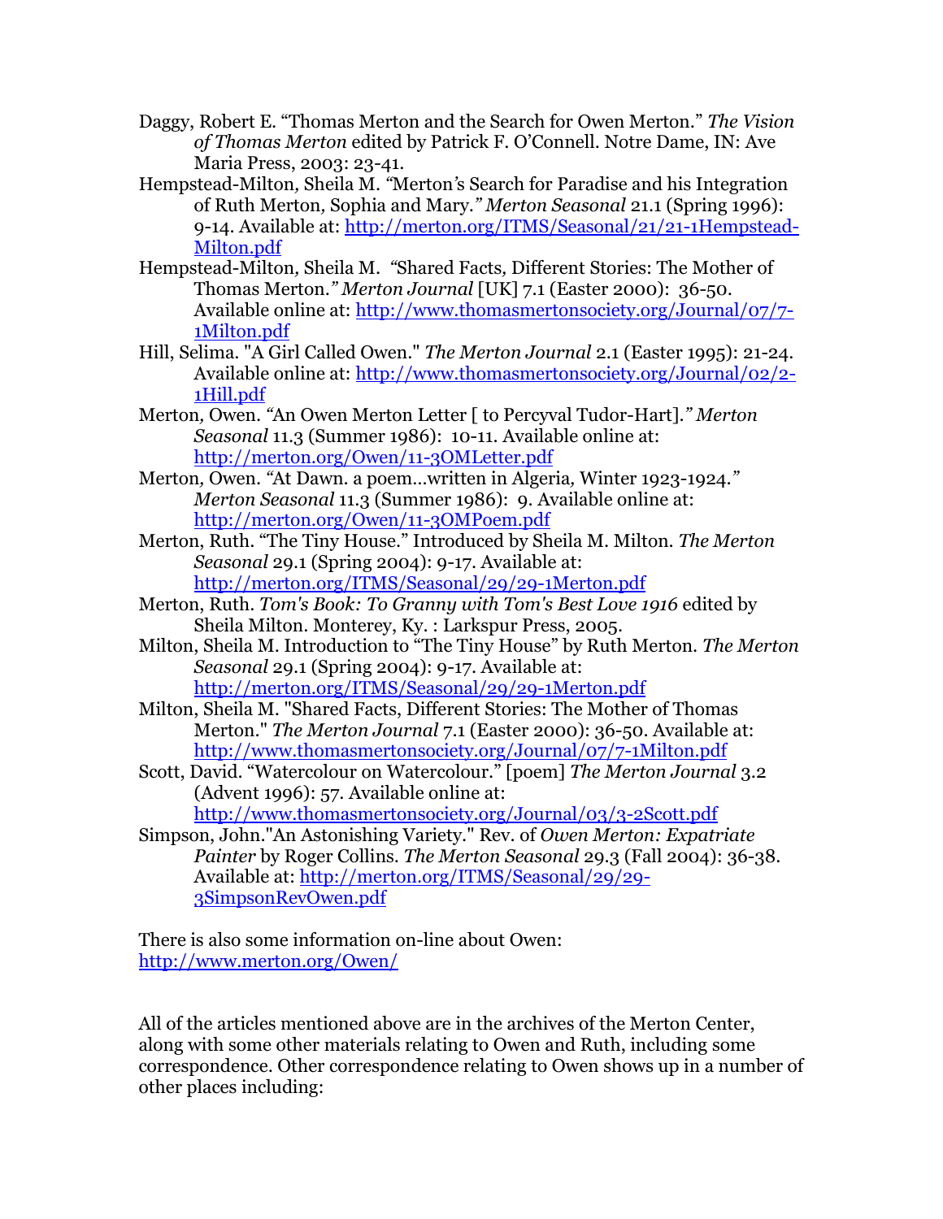Daggy, Robert E. "Thomas Merton and the Search for Owen Merton." *The Vision of Thomas Merton* edited by Patrick F. O'Connell. Notre Dame, IN: Ave Maria Press, 2003: 23-41.

Hempstead-Milton, Sheila M. "Merton's Search for Paradise and his Integration of Ruth Merton, Sophia and Mary." *Merton Seasonal* 21.1 (Spring 1996): 9-14. Available at: http://merton.org/ITMS/Seasonal/21/21-1Hempstead-Milton.pdf

Hempstead-Milton, Sheila M. "Shared Facts, Different Stories: The Mother of Thomas Merton." *Merton Journal* [UK] 7.1 (Easter 2000): 36-50. Available online at: http://www.thomasmertonsociety.org/Journal/07/7-1Milton.pdf

Hill, Selima. "A Girl Called Owen." *The Merton Journal* 2.1 (Easter 1995): 21-24. Available online at: http://www.thomasmertonsociety.org/Journal/02/2-1Hill.pdf

Merton, Owen. "An Owen Merton Letter [ to Percyval Tudor-Hart]." *Merton Seasonal* 11.3 (Summer 1986): 10-11. Available online at: http://merton.org/Owen/11-3OMLetter.pdf

Merton, Owen. "At Dawn. a poem...written in Algeria, Winter 1923-1924." *Merton Seasonal* 11.3 (Summer 1986): 9. Available online at: http://merton.org/Owen/11-3OMPoem.pdf

Merton, Ruth. "The Tiny House." Introduced by Sheila M. Milton. *The Merton Seasonal* 29.1 (Spring 2004): 9-17. Available at: http://merton.org/ITMS/Seasonal/29/29-1Merton.pdf

Merton, Ruth. *Tom's Book: To Granny with Tom's Best Love 1916* edited by Sheila Milton. Monterey, Ky. : Larkspur Press, 2005.

Milton, Sheila M. Introduction to "The Tiny House" by Ruth Merton. *The Merton Seasonal* 29.1 (Spring 2004): 9-17. Available at: http://merton.org/ITMS/Seasonal/29/29-1Merton.pdf

Milton, Sheila M. "Shared Facts, Different Stories: The Mother of Thomas Merton." *The Merton Journal* 7.1 (Easter 2000): 36-50. Available at: http://www.thomasmertonsociety.org/Journal/07/7-1Milton.pdf

Scott, David. "Watercolour on Watercolour." [poem] *The Merton Journal* 3.2 (Advent 1996): 57. Available online at: http://www.thomasmertonsociety.org/Journal/03/3-2Scott.pdf

Simpson, John."An Astonishing Variety." Rev. of *Owen Merton: Expatriate Painter* by Roger Collins. *The Merton Seasonal* 29.3 (Fall 2004): 36-38. Available at: http://merton.org/ITMS/Seasonal/29/29-3SimpsonRevOwen.pdf

There is also some information on-line about Owen: http://www.merton.org/Owen/

All of the articles mentioned above are in the archives of the Merton Center, along with some other materials relating to Owen and Ruth, including some correspondence. Other correspondence relating to Owen shows up in a number of other places including: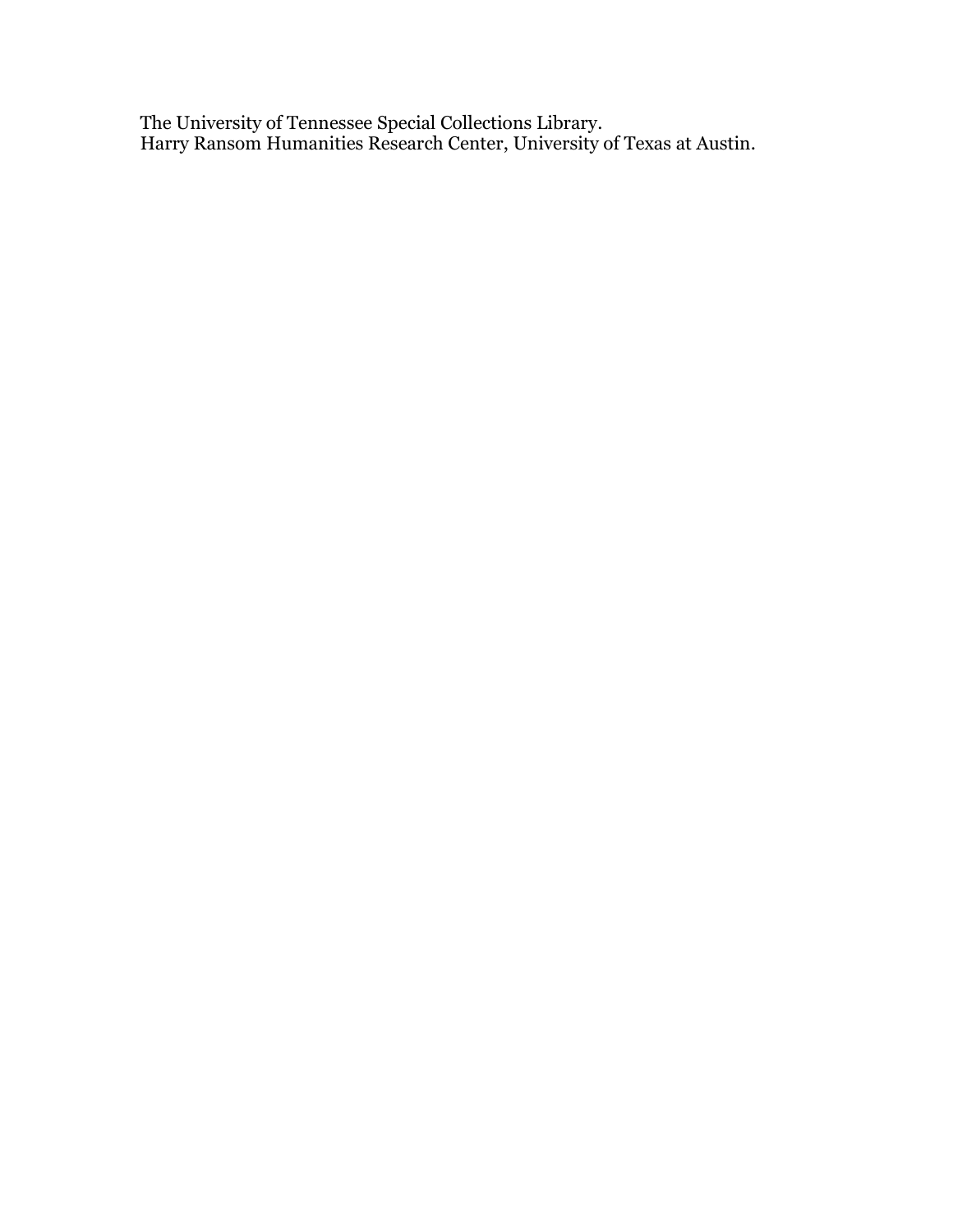The University of Tennessee Special Collections Library.
Harry Ransom Humanities Research Center, University of Texas at Austin.